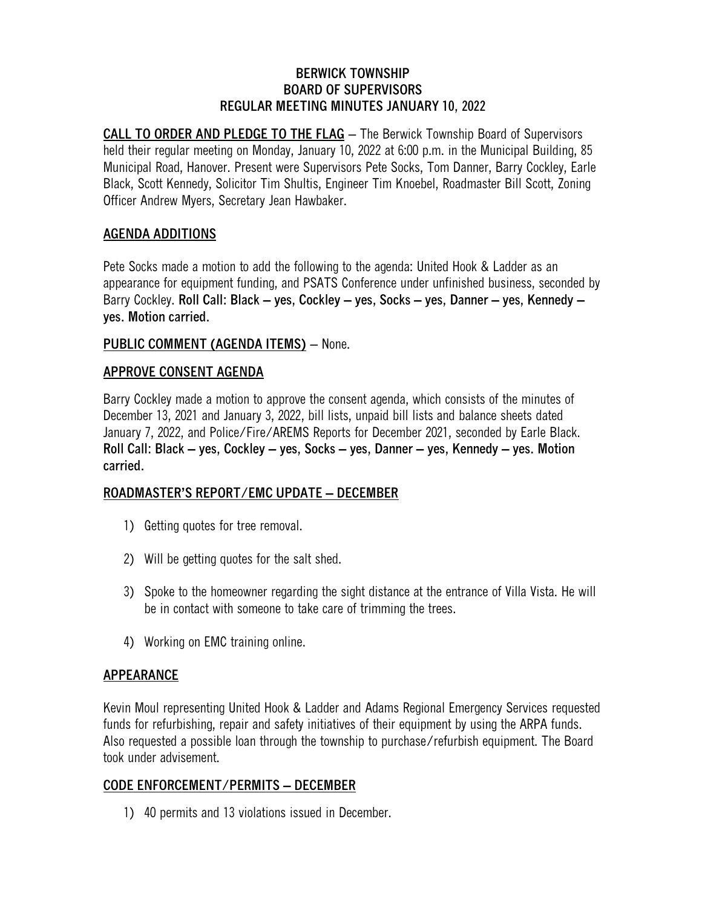# BERWICK TOWNSHIP
# BOARD OF SUPERVISORS
# REGULAR MEETING MINUTES JANUARY 10, 2022

**CALL TO ORDER AND PLEDGE TO THE FLAG** – The Berwick Township Board of Supervisors held their regular meeting on Monday, January 10, 2022 at 6:00 p.m. in the Municipal Building, 85 Municipal Road, Hanover. Present were Supervisors Pete Socks, Tom Danner, Barry Cockley, Earle Black, Scott Kennedy, Solicitor Tim Shultis, Engineer Tim Knoebel, Roadmaster Bill Scott, Zoning Officer Andrew Myers, Secretary Jean Hawbaker.

## AGENDA ADDITIONS

Pete Socks made a motion to add the following to the agenda: United Hook & Ladder as an appearance for equipment funding, and PSATS Conference under unfinished business, seconded by Barry Cockley. **Roll Call: Black – yes, Cockley – yes, Socks – yes, Danner – yes, Kennedy – yes. Motion carried.**

**PUBLIC COMMENT (AGENDA ITEMS)** – None.

## APPROVE CONSENT AGENDA

Barry Cockley made a motion to approve the consent agenda, which consists of the minutes of December 13, 2021 and January 3, 2022, bill lists, unpaid bill lists and balance sheets dated January 7, 2022, and Police/Fire/AREMS Reports for December 2021, seconded by Earle Black. **Roll Call: Black – yes, Cockley – yes, Socks – yes, Danner – yes, Kennedy – yes. Motion carried.**

## ROADMASTER'S REPORT/EMC UPDATE – DECEMBER

1) Getting quotes for tree removal.
2) Will be getting quotes for the salt shed.
3) Spoke to the homeowner regarding the sight distance at the entrance of Villa Vista. He will be in contact with someone to take care of trimming the trees.
4) Working on EMC training online.

## APPEARANCE

Kevin Moul representing United Hook & Ladder and Adams Regional Emergency Services requested funds for refurbishing, repair and safety initiatives of their equipment by using the ARPA funds. Also requested a possible loan through the township to purchase/refurbish equipment. The Board took under advisement.

## CODE ENFORCEMENT/PERMITS – DECEMBER

1) 40 permits and 13 violations issued in December.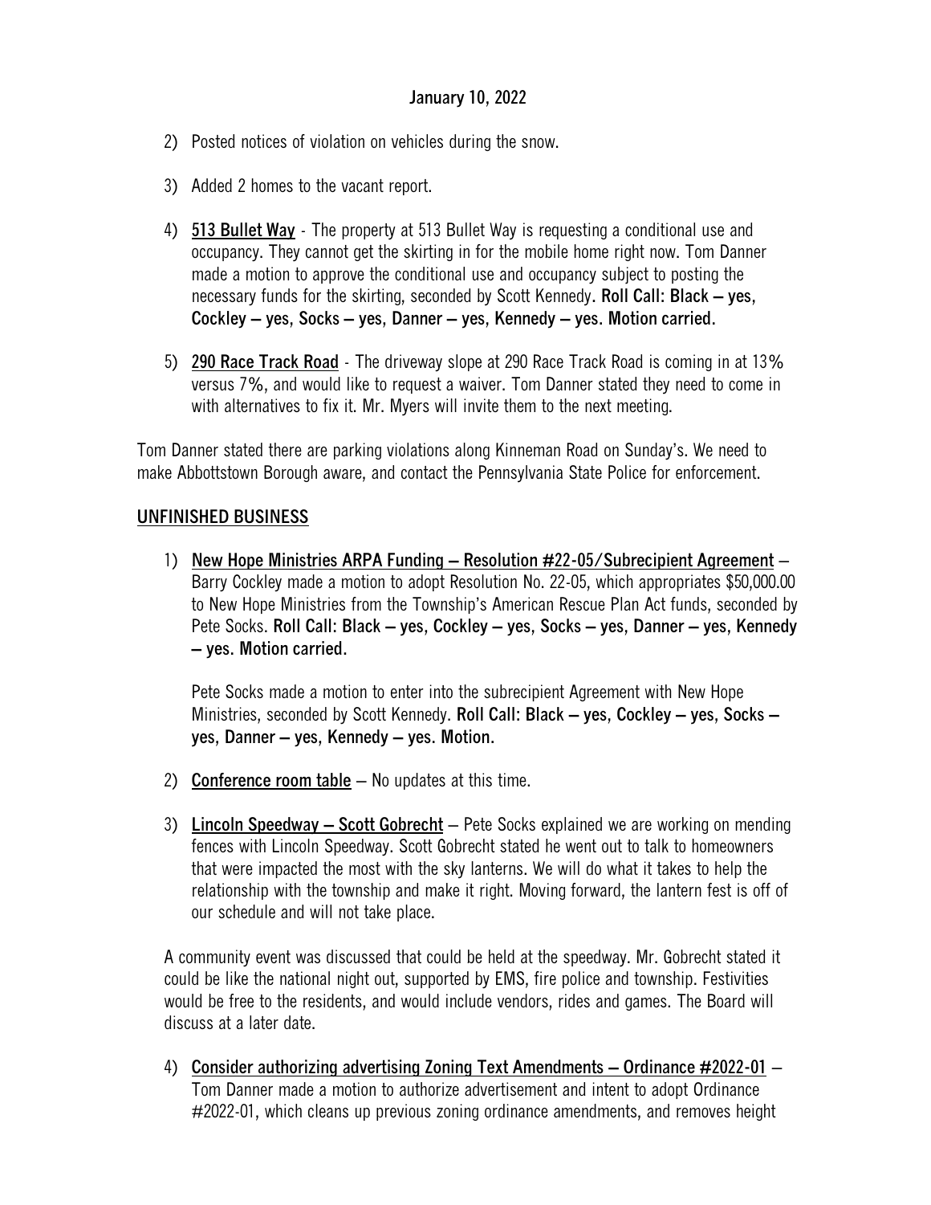January 10, 2022

2) Posted notices of violation on vehicles during the snow.

3) Added 2 homes to the vacant report.

4) **513 Bullet Way** - The property at 513 Bullet Way is requesting a conditional use and occupancy. They cannot get the skirting in for the mobile home right now. Tom Danner made a motion to approve the conditional use and occupancy subject to posting the necessary funds for the skirting, seconded by Scott Kennedy. **Roll Call: Black – yes, Cockley – yes, Socks – yes, Danner – yes, Kennedy – yes. Motion carried.**

5) **290 Race Track Road** - The driveway slope at 290 Race Track Road is coming in at 13% versus 7%, and would like to request a waiver. Tom Danner stated they need to come in with alternatives to fix it. Mr. Myers will invite them to the next meeting.

Tom Danner stated there are parking violations along Kinneman Road on Sunday's. We need to make Abbottstown Borough aware, and contact the Pennsylvania State Police for enforcement.

## UNFINISHED BUSINESS

1) **New Hope Ministries ARPA Funding – Resolution #22-05/Subrecipient Agreement** – Barry Cockley made a motion to adopt Resolution No. 22-05, which appropriates $50,000.00 to New Hope Ministries from the Township's American Rescue Plan Act funds, seconded by Pete Socks. **Roll Call: Black – yes, Cockley – yes, Socks – yes, Danner – yes, Kennedy – yes. Motion carried.**

   Pete Socks made a motion to enter into the subrecipient Agreement with New Hope Ministries, seconded by Scott Kennedy. **Roll Call: Black – yes, Cockley – yes, Socks – yes, Danner – yes, Kennedy – yes. Motion.**

2) **Conference room table** – No updates at this time.

3) **Lincoln Speedway – Scott Gobrecht** – Pete Socks explained we are working on mending fences with Lincoln Speedway. Scott Gobrecht stated he went out to talk to homeowners that were impacted the most with the sky lanterns. We will do what it takes to help the relationship with the township and make it right. Moving forward, the lantern fest is off of our schedule and will not take place.

A community event was discussed that could be held at the speedway. Mr. Gobrecht stated it could be like the national night out, supported by EMS, fire police and township. Festivities would be free to the residents, and would include vendors, rides and games. The Board will discuss at a later date.

4) **Consider authorizing advertising Zoning Text Amendments – Ordinance #2022-01** – Tom Danner made a motion to authorize advertisement and intent to adopt Ordinance #2022-01, which cleans up previous zoning ordinance amendments, and removes height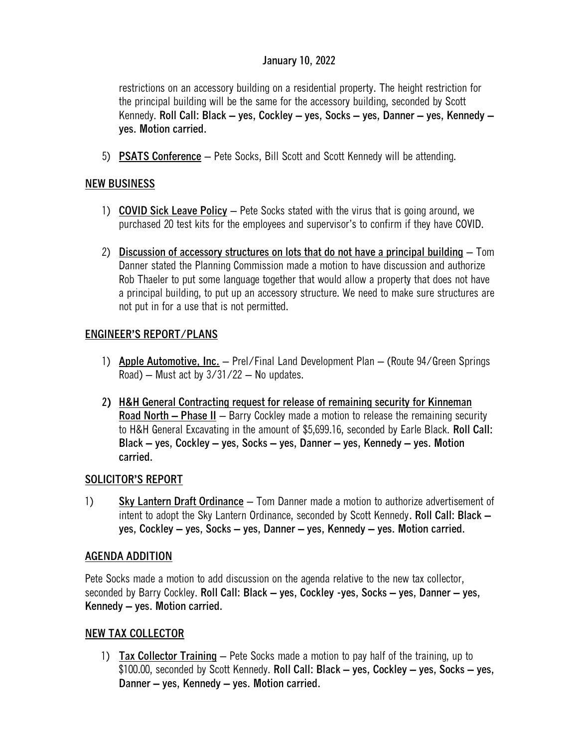restrictions on an accessory building on a residential property. The height restriction for the principal building will be the same for the accessory building, seconded by Scott Kennedy. **Roll Call: Black – yes, Cockley – yes, Socks – yes, Danner – yes, Kennedy – yes. Motion carried.**

5) **PSATS Conference** – Pete Socks, Bill Scott and Scott Kennedy will be attending.

## NEW BUSINESS

1) **COVID Sick Leave Policy** – Pete Socks stated with the virus that is going around, we purchased 20 test kits for the employees and supervisor's to confirm if they have COVID.

2) **Discussion of accessory structures on lots that do not have a principal building** – Tom Danner stated the Planning Commission made a motion to have discussion and authorize Rob Thaeler to put some language together that would allow a property that does not have a principal building, to put up an accessory structure. We need to make sure structures are not put in for a use that is not permitted.

## ENGINEER'S REPORT/PLANS

1) **Apple Automotive, Inc.** – Prel/Final Land Development Plan – (Route 94/Green Springs Road) – Must act by 3/31/22 – No updates.

2) **H&H General Contracting request for release of remaining security for Kinneman Road North – Phase II** – Barry Cockley made a motion to release the remaining security to H&H General Excavating in the amount of $5,699.16, seconded by Earle Black. **Roll Call: Black – yes, Cockley – yes, Socks – yes, Danner – yes, Kennedy – yes. Motion carried.**

## SOLICITOR'S REPORT

1) **Sky Lantern Draft Ordinance** – Tom Danner made a motion to authorize advertisement of intent to adopt the Sky Lantern Ordinance, seconded by Scott Kennedy. **Roll Call: Black – yes, Cockley – yes, Socks – yes, Danner – yes, Kennedy – yes. Motion carried.**

## AGENDA ADDITION

Pete Socks made a motion to add discussion on the agenda relative to the new tax collector, seconded by Barry Cockley. **Roll Call: Black – yes, Cockley -yes, Socks – yes, Danner – yes, Kennedy – yes. Motion carried.**

## NEW TAX COLLECTOR

1) **Tax Collector Training** – Pete Socks made a motion to pay half of the training, up to $100.00, seconded by Scott Kennedy. **Roll Call: Black – yes, Cockley – yes, Socks – yes, Danner – yes, Kennedy – yes. Motion carried.**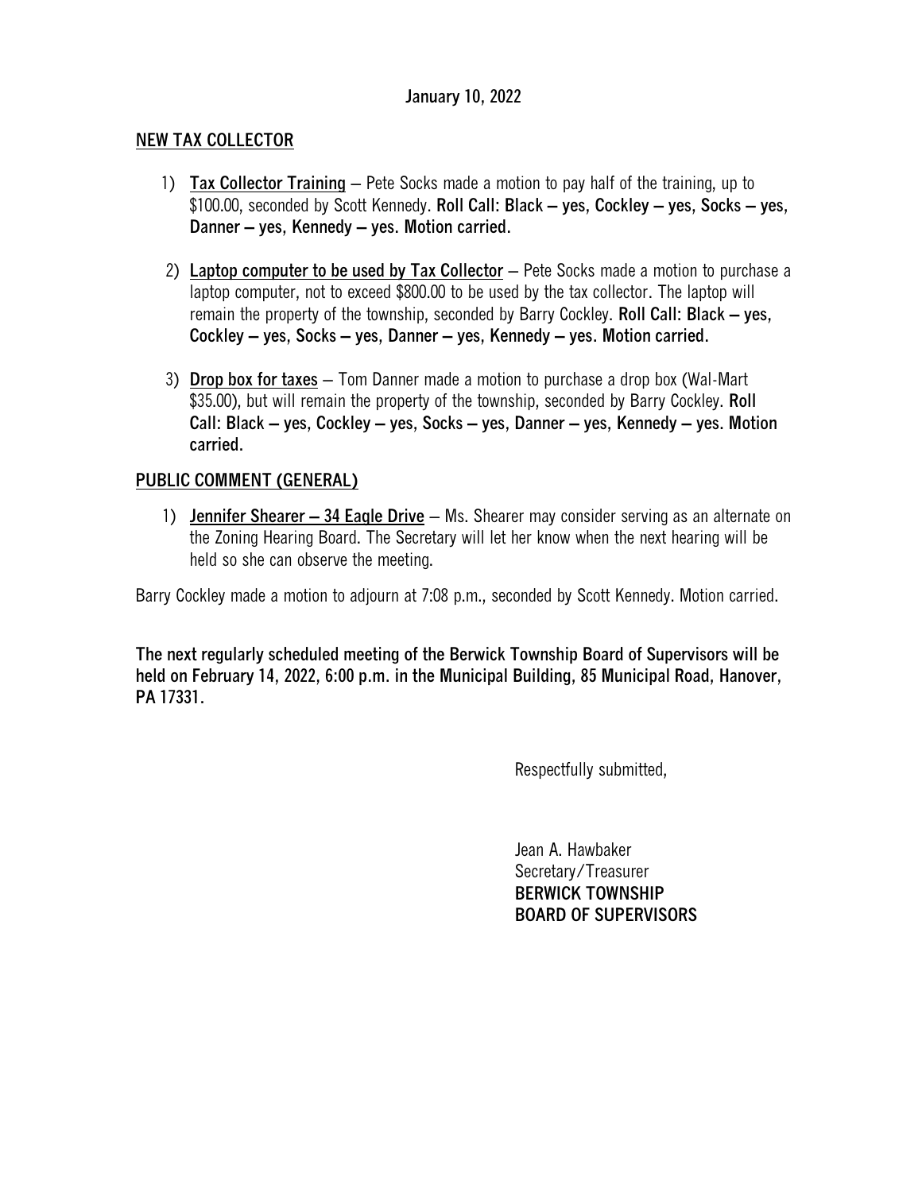January 10, 2022

## NEW TAX COLLECTOR

1) **Tax Collector Training** – Pete Socks made a motion to pay half of the training, up to $100.00, seconded by Scott Kennedy. **Roll Call: Black – yes, Cockley – yes, Socks – yes, Danner – yes, Kennedy – yes. Motion carried.**

2) **Laptop computer to be used by Tax Collector** – Pete Socks made a motion to purchase a laptop computer, not to exceed $800.00 to be used by the tax collector. The laptop will remain the property of the township, seconded by Barry Cockley. **Roll Call: Black – yes, Cockley – yes, Socks – yes, Danner – yes, Kennedy – yes. Motion carried.**

3) **Drop box for taxes** – Tom Danner made a motion to purchase a drop box (Wal-Mart $35.00), but will remain the property of the township, seconded by Barry Cockley. **Roll Call: Black – yes, Cockley – yes, Socks – yes, Danner – yes, Kennedy – yes. Motion carried.**

## PUBLIC COMMENT (GENERAL)

1) **Jennifer Shearer – 34 Eagle Drive** – Ms. Shearer may consider serving as an alternate on the Zoning Hearing Board. The Secretary will let her know when the next hearing will be held so she can observe the meeting.

Barry Cockley made a motion to adjourn at 7:08 p.m., seconded by Scott Kennedy. Motion carried.

**The next regularly scheduled meeting of the Berwick Township Board of Supervisors will be held on February 14, 2022, 6:00 p.m. in the Municipal Building, 85 Municipal Road, Hanover, PA 17331.**

Respectfully submitted,

Jean A. Hawbaker
Secretary/Treasurer
**BERWICK TOWNSHIP**
**BOARD OF SUPERVISORS**